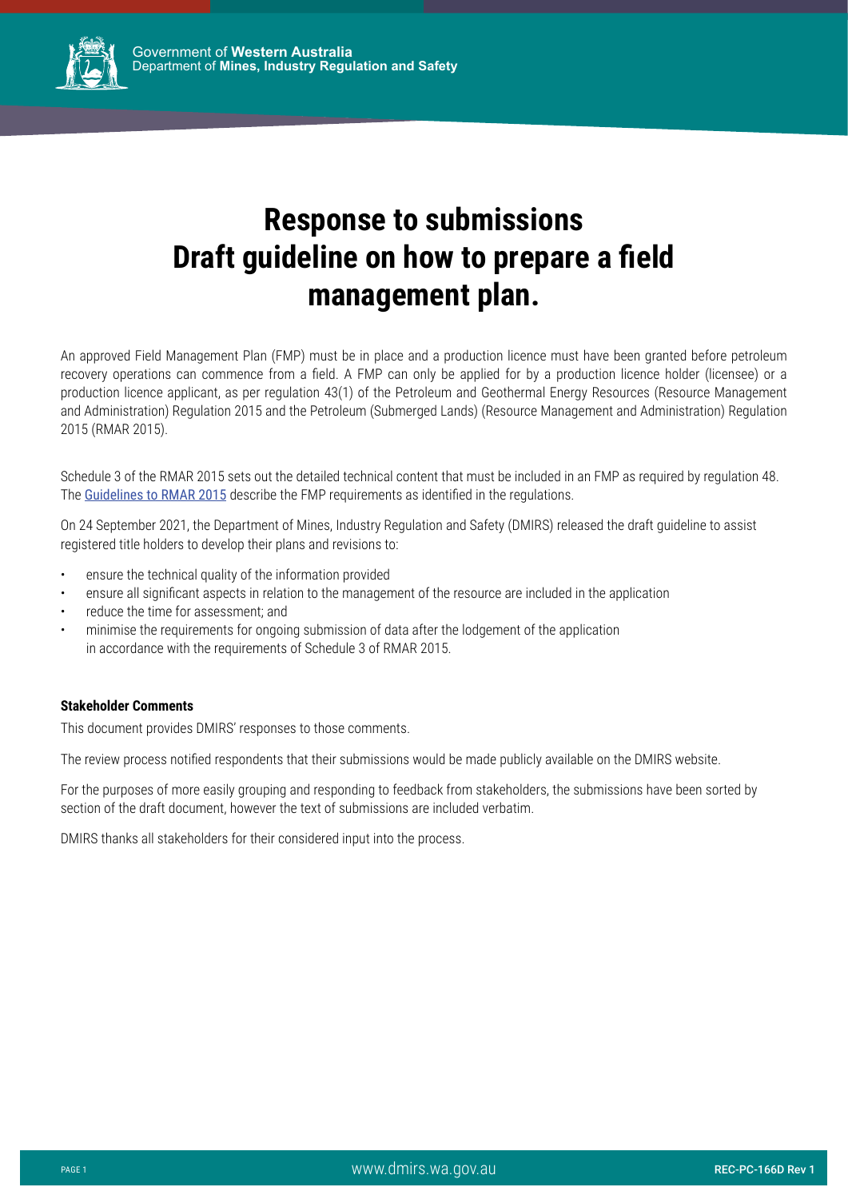Government of **Western Australia**
Department of **Mines, Industry Regulation and Safety**

# Response to submissions Draft guideline on how to prepare a field management plan.

An approved Field Management Plan (FMP) must be in place and a production licence must have been granted before petroleum recovery operations can commence from a field. A FMP can only be applied for by a production licence holder (licensee) or a production licence applicant, as per regulation 43(1) of the Petroleum and Geothermal Energy Resources (Resource Management and Administration) Regulation 2015 and the Petroleum (Submerged Lands) (Resource Management and Administration) Regulation 2015 (RMAR 2015).

Schedule 3 of the RMAR 2015 sets out the detailed technical content that must be included in an FMP as required by regulation 48. The Guidelines to RMAR 2015 describe the FMP requirements as identified in the regulations.

On 24 September 2021, the Department of Mines, Industry Regulation and Safety (DMIRS) released the draft guideline to assist registered title holders to develop their plans and revisions to:

- ensure the technical quality of the information provided
- ensure all significant aspects in relation to the management of the resource are included in the application
- reduce the time for assessment; and
- minimise the requirements for ongoing submission of data after the lodgement of the application in accordance with the requirements of Schedule 3 of RMAR 2015.

**Stakeholder Comments**

This document provides DMIRS' responses to those comments.

The review process notified respondents that their submissions would be made publicly available on the DMIRS website.

For the purposes of more easily grouping and responding to feedback from stakeholders, the submissions have been sorted by section of the draft document, however the text of submissions are included verbatim.

DMIRS thanks all stakeholders for their considered input into the process.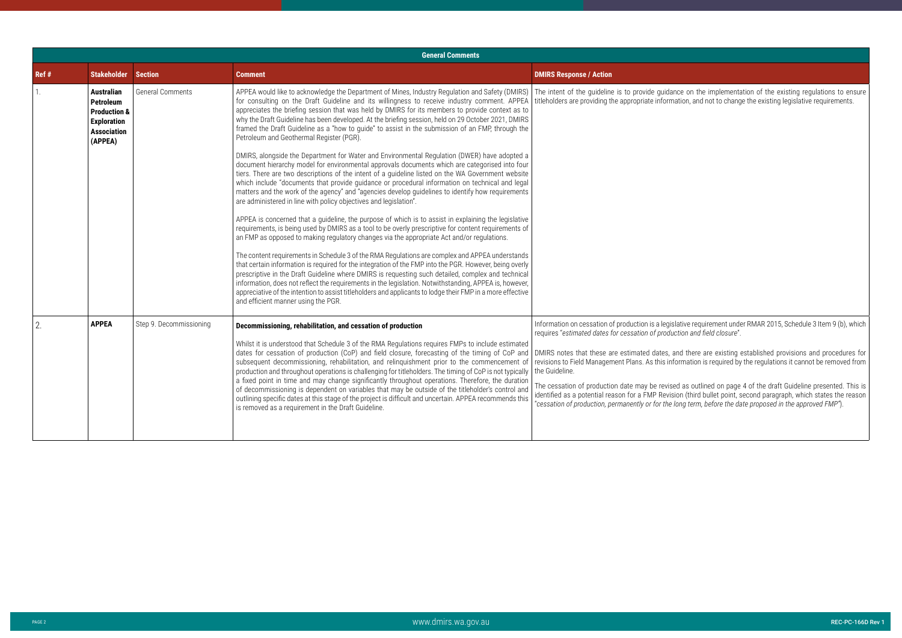| General Comments | | | | |
|---|---|---|---|---|
| **Ref #** | **Stakeholder** | **Section** | **Comment** | **DMIRS Response / Action** |
| 1. | **Australian Petroleum Production & Exploration Association (APPEA)** | General Comments | APPEA would like to acknowledge the Department of Mines, Industry Regulation and Safety (DMIRS) for consulting on the Draft Guideline and its willingness to receive industry comment. APPEA appreciates the briefing session that was held by DMIRS for its members to provide context as to why the Draft Guideline has been developed. At the briefing session, held on 29 October 2021, DMIRS framed the Draft Guideline as a "how to guide" to assist in the submission of an FMP, through the Petroleum and Geothermal Register (PGR).<br><br>DMIRS, alongside the Department for Water and Environmental Regulation (DWER) have adopted a document hierarchy model for environmental approvals documents which are categorised into four tiers. There are two descriptions of the intent of a guideline listed on the WA Government website which include "documents that provide guidance or procedural information on technical and legal matters and the work of the agency" and "agencies develop guidelines to identify how requirements are administered in line with policy objectives and legislation".<br><br>APPEA is concerned that a guideline, the purpose of which is to assist in explaining the legislative requirements, is being used by DMIRS as a tool to be overly prescriptive for content requirements of an FMP as opposed to making regulatory changes via the appropriate Act and/or regulations.<br><br>The content requirements in Schedule 3 of the RMA Regulations are complex and APPEA understands that certain information is required for the integration of the FMP into the PGR. However, being overly prescriptive in the Draft Guideline where DMIRS is requesting such detailed, complex and technical information, does not reflect the requirements in the legislation. Notwithstanding, APPEA is, however, appreciative of the intention to assist titleholders and applicants to lodge their FMP in a more effective and efficient manner using the PGR. | The intent of the guideline is to provide guidance on the implementation of the existing regulations to ensure titleholders are providing the appropriate information, and not to change the existing legislative requirements. |
| 2. | **APPEA** | Step 9. Decommissioning | **Decommissioning, rehabilitation, and cessation of production**<br><br>Whilst it is understood that Schedule 3 of the RMA Regulations requires FMPs to include estimated dates for cessation of production (CoP) and field closure, forecasting of the timing of CoP and subsequent decommissioning, rehabilitation, and relinquishment prior to the commencement of production and throughout operations is challenging for titleholders. The timing of CoP is not typically a fixed point in time and may change significantly throughout operations. Therefore, the duration of decommissioning is dependent on variables that may be outside of the titleholder's control and outlining specific dates at this stage of the project is difficult and uncertain. APPEA recommends this is removed as a requirement in the Draft Guideline. | Information on cessation of production is a legislative requirement under RMAR 2015, Schedule 3 Item 9 (b), which requires "*estimated dates for cessation of production and field closure*".<br><br>DMIRS notes that these are estimated dates, and there are existing established provisions and procedures for revisions to Field Management Plans. As this information is required by the regulations it cannot be removed from the Guideline.<br><br>The cessation of production date may be revised as outlined on page 4 of the draft Guideline presented. This is identified as a potential reason for a FMP Revision (third bullet point, second paragraph, which states the reason "*cessation of production, permanently or for the long term, before the date proposed in the approved FMP*"). |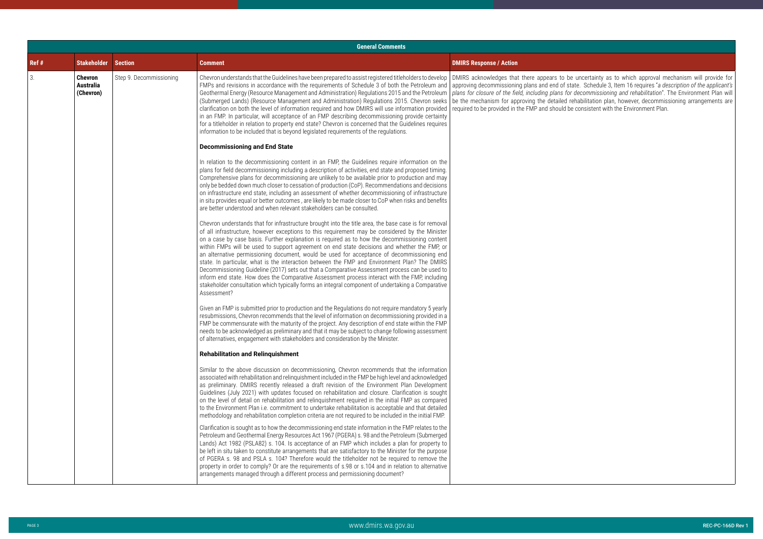| General Comments | | | | |
|---|---|---|---|---|
| **Ref #** | **Stakeholder** | **Section** | **Comment** | **DMIRS Response / Action** |
| 3. | **Chevron Australia (Chevron)** | Step 9. Decommissioning | Chevron understands that the Guidelines have been prepared to assist registered titleholders to develop FMPs and revisions in accordance with the requirements of Schedule 3 of both the Petroleum and Geothermal Energy (Resource Management and Administration) Regulations 2015 and the Petroleum (Submerged Lands) (Resource Management and Administration) Regulations 2015. Chevron seeks clarification on both the level of information required and how DMIRS will use information provided in an FMP. In particular, will acceptance of an FMP describing decommissioning provide certainty for a titleholder in relation to property end state? Chevron is concerned that the Guidelines requires information to be included that is beyond legislated requirements of the regulations.<br><br>**Decommissioning and End State**<br><br>In relation to the decommissioning content in an FMP, the Guidelines require information on the plans for field decommissioning including a description of activities, end state and proposed timing. Comprehensive plans for decommissioning are unlikely to be available prior to production and may only be bedded down much closer to cessation of production (CoP). Recommendations and decisions on infrastructure end state, including an assessment of whether decommissioning of infrastructure in situ provides equal or better outcomes , are likely to be made closer to CoP when risks and benefits are better understood and when relevant stakeholders can be consulted.<br><br>Chevron understands that for infrastructure brought into the title area, the base case is for removal of all infrastructure, however exceptions to this requirement may be considered by the Minister on a case by case basis. Further explanation is required as to how the decommissioning content within FMPs will be used to support agreement on end state decisions and whether the FMP, or an alternative permissioning document, would be used for acceptance of decommissioning end state. In particular, what is the interaction between the FMP and Environment Plan? The DMIRS Decommissioning Guideline (2017) sets out that a Comparative Assessment process can be used to inform end state. How does the Comparative Assessment process interact with the FMP, including stakeholder consultation which typically forms an integral component of undertaking a Comparative Assessment?<br><br>Given an FMP is submitted prior to production and the Regulations do not require mandatory 5 yearly resubmissions, Chevron recommends that the level of information on decommissioning provided in a FMP be commensurate with the maturity of the project. Any description of end state within the FMP needs to be acknowledged as preliminary and that it may be subject to change following assessment of alternatives, engagement with stakeholders and consideration by the Minister.<br><br>**Rehabilitation and Relinquishment**<br><br>Similar to the above discussion on decommissioning, Chevron recommends that the information associated with rehabilitation and relinquishment included in the FMP be high level and acknowledged as preliminary. DMIRS recently released a draft revision of the Environment Plan Development Guidelines (July 2021) with updates focused on rehabilitation and closure. Clarification is sought on the level of detail on rehabilitation and relinquishment required in the initial FMP as compared to the Environment Plan i.e. commitment to undertake rehabilitation is acceptable and that detailed methodology and rehabilitation completion criteria are not required to be included in the initial FMP.<br><br>Clarification is sought as to how the decommissioning end state information in the FMP relates to the Petroleum and Geothermal Energy Resources Act 1967 (PGERA) s. 98 and the Petroleum (Submerged Lands) Act 1982 (PSLA82) s. 104. Is acceptance of an FMP which includes a plan for property to be left in situ taken to constitute arrangements that are satisfactory to the Minister for the purpose of PGERA s. 98 and PSLA s. 104? Therefore would the titleholder not be required to remove the property in order to comply? Or are the requirements of s.98 or s.104 and in relation to alternative arrangements managed through a different process and permissioning document? | DMIRS acknowledges that there appears to be uncertainty as to which approval mechanism will provide for approving decommissioning plans and end of state. Schedule 3, Item 16 requires "*a description of the applicant's plans for closure of the field, including plans for decommissioning and rehabilitation*". The Environment Plan will be the mechanism for approving the detailed rehabilitation plan, however, decommissioning arrangements are required to be provided in the FMP and should be consistent with the Environment Plan. |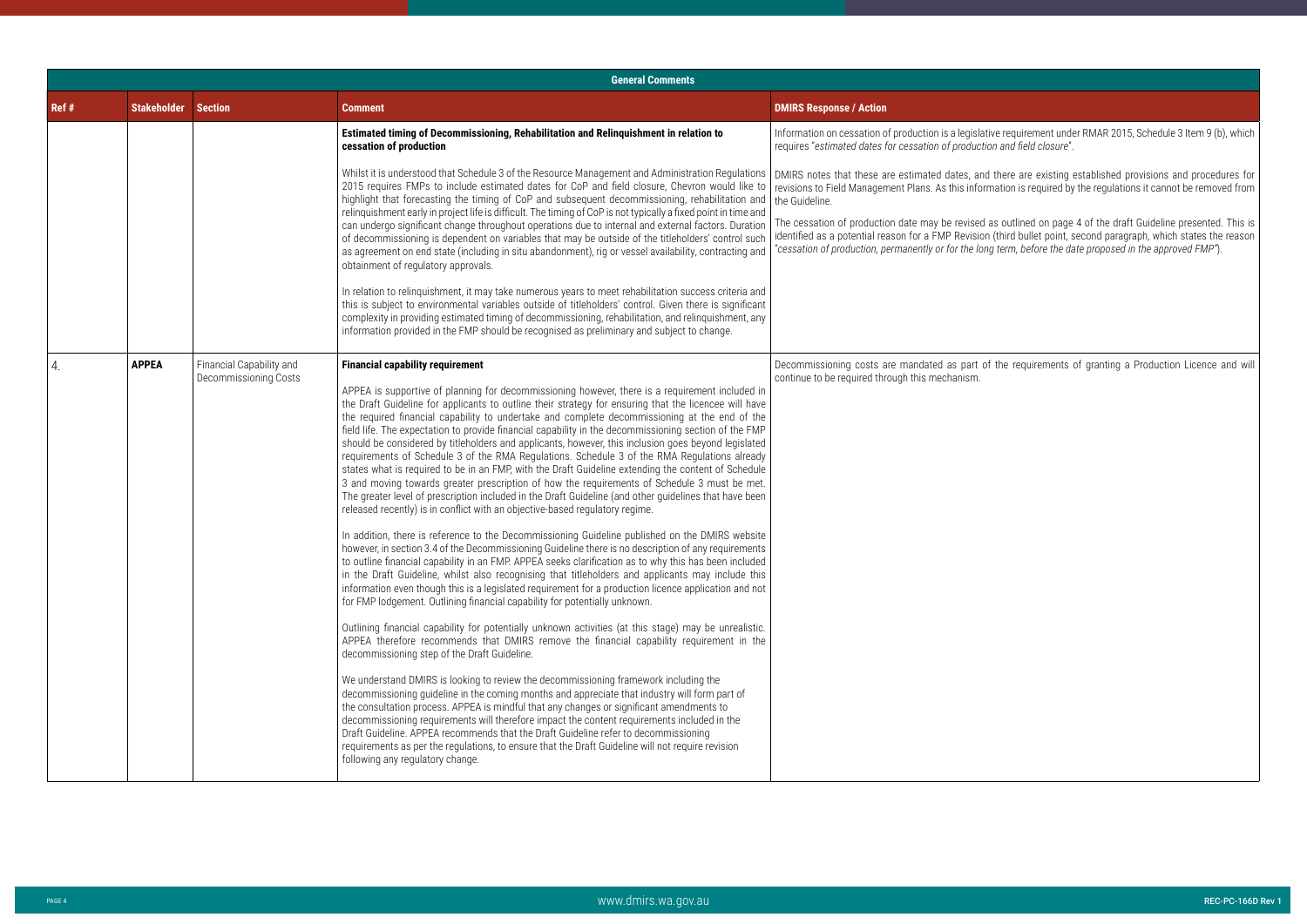| General Comments | | | | |
|---|---|---|---|---|
| **Ref #** | **Stakeholder** | **Section** | **Comment** | **DMIRS Response / Action** |
| | | | **Estimated timing of Decommissioning, Rehabilitation and Relinquishment in relation to cessation of production**<br><br>Whilst it is understood that Schedule 3 of the Resource Management and Administration Regulations 2015 requires FMPs to include estimated dates for CoP and field closure, Chevron would like to highlight that forecasting the timing of CoP and subsequent decommissioning, rehabilitation and relinquishment early in project life is difficult. The timing of CoP is not typically a fixed point in time and can undergo significant change throughout operations due to internal and external factors. Duration of decommissioning is dependent on variables that may be outside of the titleholders' control such as agreement on end state (including in situ abandonment), rig or vessel availability, contracting and obtainment of regulatory approvals.<br><br>In relation to relinquishment, it may take numerous years to meet rehabilitation success criteria and this is subject to environmental variables outside of titleholders' control. Given there is significant complexity in providing estimated timing of decommissioning, rehabilitation, and relinquishment, any information provided in the FMP should be recognised as preliminary and subject to change. | Information on cessation of production is a legislative requirement under RMAR 2015, Schedule 3 Item 9 (b), which requires "*estimated dates for cessation of production and field closure*".<br><br>DMIRS notes that these are estimated dates, and there are existing established provisions and procedures for revisions to Field Management Plans. As this information is required by the regulations it cannot be removed from the Guideline.<br><br>The cessation of production date may be revised as outlined on page 4 of the draft Guideline presented. This is identified as a potential reason for a FMP Revision (third bullet point, second paragraph, which states the reason "*cessation of production, permanently or for the long term, before the date proposed in the approved FMP*"). |
| 4. | **APPEA** | Financial Capability and Decommissioning Costs | **Financial capability requirement**<br><br>APPEA is supportive of planning for decommissioning however, there is a requirement included in the Draft Guideline for applicants to outline their strategy for ensuring that the licencee will have the required financial capability to undertake and complete decommissioning at the end of the field life. The expectation to provide financial capability in the decommissioning section of the FMP should be considered by titleholders and applicants, however, this inclusion goes beyond legislated requirements of Schedule 3 of the RMA Regulations. Schedule 3 of the RMA Regulations already states what is required to be in an FMP, with the Draft Guideline extending the content of Schedule 3 and moving towards greater prescription of how the requirements of Schedule 3 must be met. The greater level of prescription included in the Draft Guideline (and other guidelines that have been released recently) is in conflict with an objective-based regulatory regime.<br><br>In addition, there is reference to the Decommissioning Guideline published on the DMIRS website however, in section 3.4 of the Decommissioning Guideline there is no description of any requirements to outline financial capability in an FMP. APPEA seeks clarification as to why this has been included in the Draft Guideline, whilst also recognising that titleholders and applicants may include this information even though this is a legislated requirement for a production licence application and not for FMP lodgement. Outlining financial capability for potentially unknown.<br><br>Outlining financial capability for potentially unknown activities (at this stage) may be unrealistic. APPEA therefore recommends that DMIRS remove the financial capability requirement in the decommissioning step of the Draft Guideline.<br><br>We understand DMIRS is looking to review the decommissioning framework including the decommissioning guideline in the coming months and appreciate that industry will form part of the consultation process. APPEA is mindful that any changes or significant amendments to decommissioning requirements will therefore impact the content requirements included in the Draft Guideline. APPEA recommends that the Draft Guideline refer to decommissioning requirements as per the regulations, to ensure that the Draft Guideline will not require revision following any regulatory change. | Decommissioning costs are mandated as part of the requirements of granting a Production Licence and will continue to be required through this mechanism. |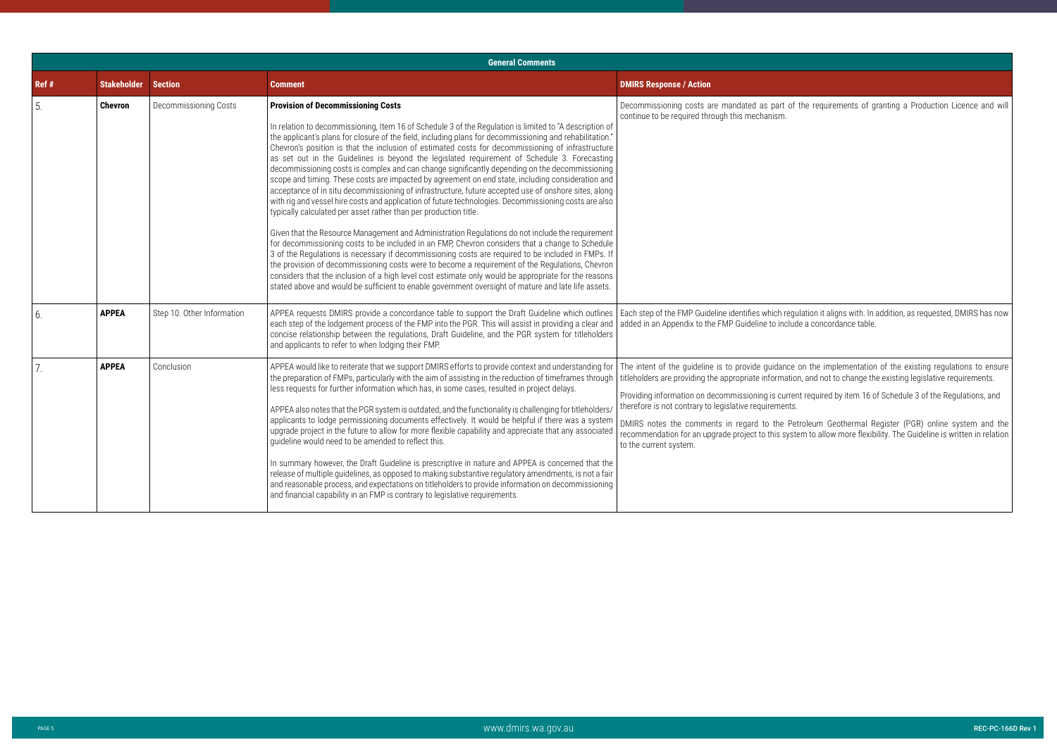| General Comments | | | | |
|---|---|---|---|---|
| **Ref #** | **Stakeholder** | **Section** | **Comment** | **DMIRS Response / Action** |
| 5. | **Chevron** | Decommissioning Costs | **Provision of Decommissioning Costs**<br><br>In relation to decommissioning, Item 16 of Schedule 3 of the Regulation is limited to "A description of the applicant's plans for closure of the field, including plans for decommissioning and rehabilitation." Chevron's position is that the inclusion of estimated costs for decommissioning of infrastructure as set out in the Guidelines is beyond the legislated requirement of Schedule 3. Forecasting decommissioning costs is complex and can change significantly depending on the decommissioning scope and timing. These costs are impacted by agreement on end state, including consideration and acceptance of in situ decommissioning of infrastructure, future accepted use of onshore sites, along with rig and vessel hire costs and application of future technologies. Decommissioning costs are also typically calculated per asset rather than per production title.<br><br>Given that the Resource Management and Administration Regulations do not include the requirement for decommissioning costs to be included in an FMP, Chevron considers that a change to Schedule 3 of the Regulations is necessary if decommissioning costs are required to be included in FMPs. If the provision of decommissioning costs were to become a requirement of the Regulations, Chevron considers that the inclusion of a high level cost estimate only would be appropriate for the reasons stated above and would be sufficient to enable government oversight of mature and late life assets. | Decommissioning costs are mandated as part of the requirements of granting a Production Licence and will continue to be required through this mechanism. |
| 6. | **APPEA** | Step 10. Other Information | APPEA requests DMIRS provide a concordance table to support the Draft Guideline which outlines each step of the lodgement process of the FMP into the PGR. This will assist in providing a clear and concise relationship between the regulations, Draft Guideline, and the PGR system for titleholders and applicants to refer to when lodging their FMP. | Each step of the FMP Guideline identifies which regulation it aligns with. In addition, as requested, DMIRS has now added in an Appendix to the FMP Guideline to include a concordance table. |
| 7. | **APPEA** | Conclusion | APPEA would like to reiterate that we support DMIRS efforts to provide context and understanding for the preparation of FMPs, particularly with the aim of assisting in the reduction of timeframes through less requests for further information which has, in some cases, resulted in project delays.<br><br>APPEA also notes that the PGR system is outdated, and the functionality is challenging for titleholders/applicants to lodge permissioning documents effectively. It would be helpful if there was a system upgrade project in the future to allow for more flexible capability and appreciate that any associated guideline would need to be amended to reflect this.<br><br>In summary however, the Draft Guideline is prescriptive in nature and APPEA is concerned that the release of multiple guidelines, as opposed to making substantive regulatory amendments, is not a fair and reasonable process, and expectations on titleholders to provide information on decommissioning and financial capability in an FMP is contrary to legislative requirements. | The intent of the guideline is to provide guidance on the implementation of the existing regulations to ensure titleholders are providing the appropriate information, and not to change the existing legislative requirements.<br><br>Providing information on decommissioning is current required by item 16 of Schedule 3 of the Regulations, and therefore is not contrary to legislative requirements.<br><br>DMIRS notes the comments in regard to the Petroleum Geothermal Register (PGR) online system and the recommendation for an upgrade project to this system to allow more flexibility. The Guideline is written in relation to the current system. |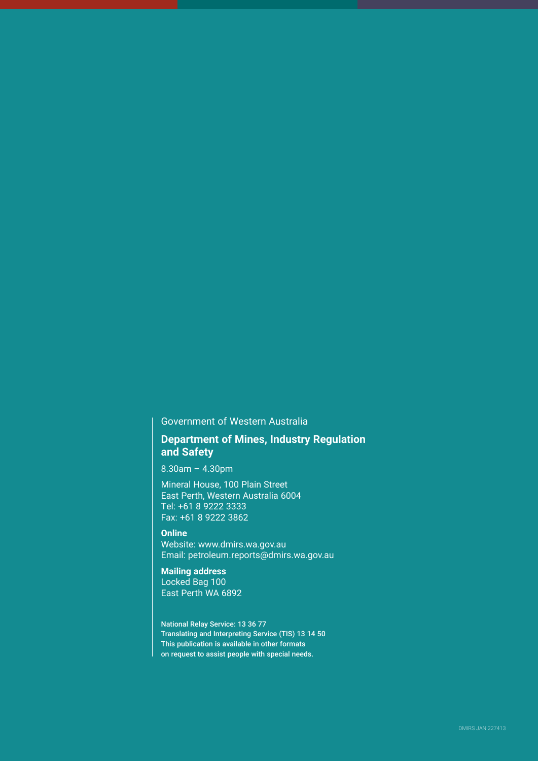Government of Western Australia

**Department of Mines, Industry Regulation and Safety**

8.30am – 4.30pm

Mineral House, 100 Plain Street
East Perth, Western Australia 6004
Tel: +61 8 9222 3333
Fax: +61 8 9222 3862

**Online**
Website: www.dmirs.wa.gov.au
Email: petroleum.reports@dmirs.wa.gov.au

**Mailing address**
Locked Bag 100
East Perth WA 6892

National Relay Service: 13 36 77
Translating and Interpreting Service (TIS) 13 14 50
This publication is available in other formats
on request to assist people with special needs.

DMIRS JAN 227413